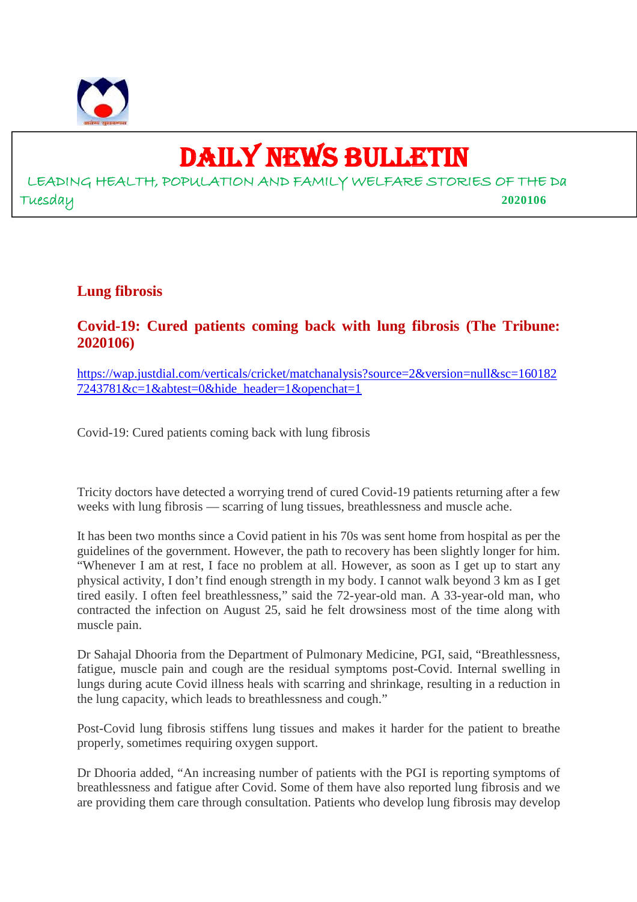# DAILY NEWS BULLETIN

LEADING HEALTH, POPULATION AND FAMILY WELFARE STORIES OF THE Da

Tuesday **2020106**

## Lung fibrosis

### Covid-19: Cured patients coming back with lung fibrosis (The Tribune: 2020106)

https://wap.justdial.com/verticals/cricket/matchanalysis?source=2&version=null&sc=1601827243781&c=1&abtest=0&hide_header=1&openchat=1

Covid-19: Cured patients coming back with lung fibrosis

Tricity doctors have detected a worrying trend of cured Covid-19 patients returning after a few weeks with lung fibrosis — scarring of lung tissues, breathlessness and muscle ache.

It has been two months since a Covid patient in his 70s was sent home from hospital as per the guidelines of the government. However, the path to recovery has been slightly longer for him. “Whenever I am at rest, I face no problem at all. However, as soon as I get up to start any physical activity, I don’t find enough strength in my body. I cannot walk beyond 3 km as I get tired easily. I often feel breathlessness,” said the 72-year-old man. A 33-year-old man, who contracted the infection on August 25, said he felt drowsiness most of the time along with muscle pain.

Dr Sahajal Dhooria from the Department of Pulmonary Medicine, PGI, said, “Breathlessness, fatigue, muscle pain and cough are the residual symptoms post-Covid. Internal swelling in lungs during acute Covid illness heals with scarring and shrinkage, resulting in a reduction in the lung capacity, which leads to breathlessness and cough.”

Post-Covid lung fibrosis stiffens lung tissues and makes it harder for the patient to breathe properly, sometimes requiring oxygen support.

Dr Dhooria added, “An increasing number of patients with the PGI is reporting symptoms of breathlessness and fatigue after Covid. Some of them have also reported lung fibrosis and we are providing them care through consultation. Patients who develop lung fibrosis may develop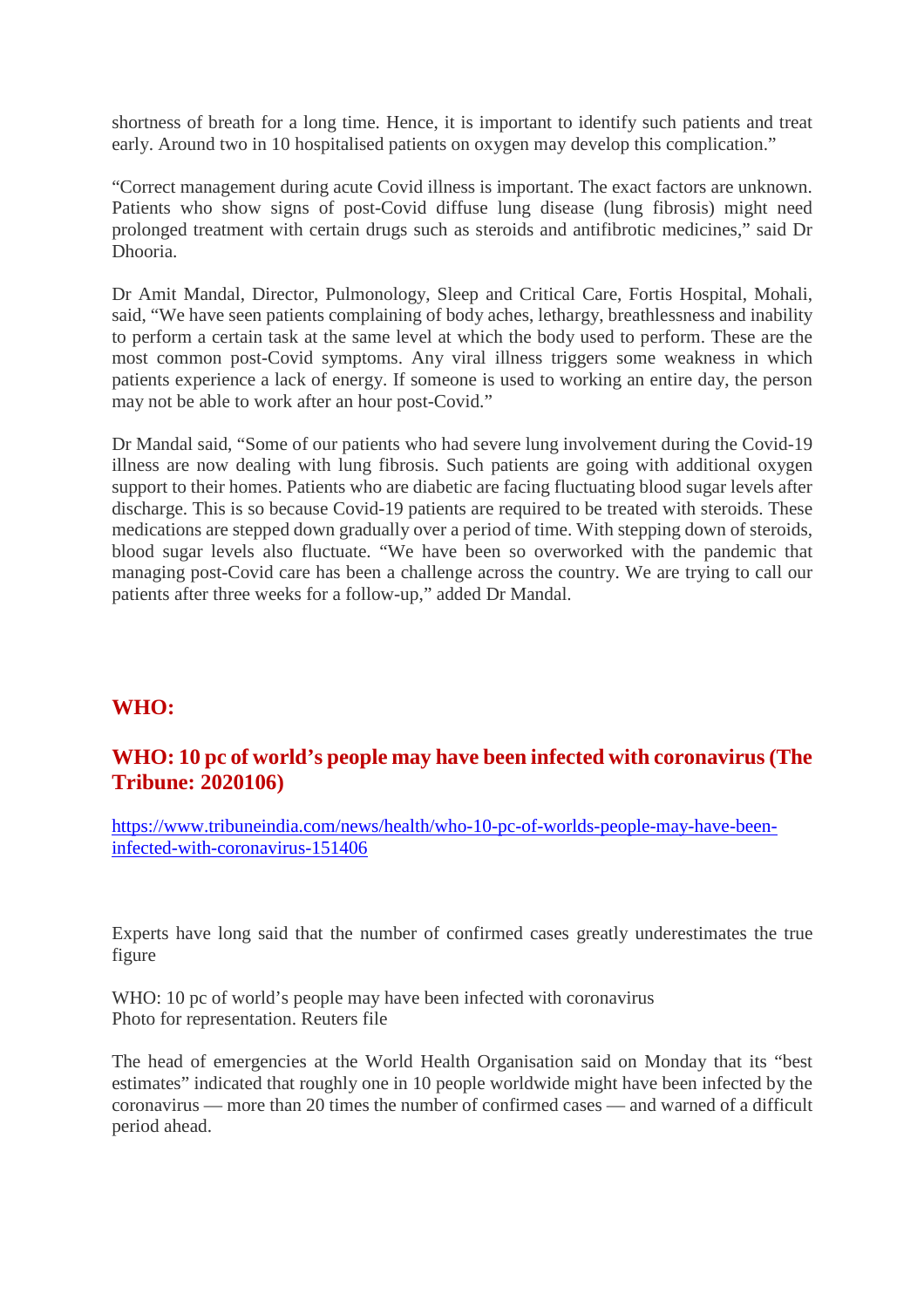shortness of breath for a long time. Hence, it is important to identify such patients and treat early. Around two in 10 hospitalised patients on oxygen may develop this complication."

"Correct management during acute Covid illness is important. The exact factors are unknown. Patients who show signs of post-Covid diffuse lung disease (lung fibrosis) might need prolonged treatment with certain drugs such as steroids and antifibrotic medicines," said Dr Dhooria.

Dr Amit Mandal, Director, Pulmonology, Sleep and Critical Care, Fortis Hospital, Mohali, said, "We have seen patients complaining of body aches, lethargy, breathlessness and inability to perform a certain task at the same level at which the body used to perform. These are the most common post-Covid symptoms. Any viral illness triggers some weakness in which patients experience a lack of energy. If someone is used to working an entire day, the person may not be able to work after an hour post-Covid."

Dr Mandal said, "Some of our patients who had severe lung involvement during the Covid-19 illness are now dealing with lung fibrosis. Such patients are going with additional oxygen support to their homes. Patients who are diabetic are facing fluctuating blood sugar levels after discharge. This is so because Covid-19 patients are required to be treated with steroids. These medications are stepped down gradually over a period of time. With stepping down of steroids, blood sugar levels also fluctuate. "We have been so overworked with the pandemic that managing post-Covid care has been a challenge across the country. We are trying to call our patients after three weeks for a follow-up," added Dr Mandal.

## WHO:

## WHO: 10 pc of world's people may have been infected with coronavirus (The Tribune: 2020106)

https://www.tribuneindia.com/news/health/who-10-pc-of-worlds-people-may-have-been-infected-with-coronavirus-151406

Experts have long said that the number of confirmed cases greatly underestimates the true figure

WHO: 10 pc of world's people may have been infected with coronavirus
Photo for representation. Reuters file

The head of emergencies at the World Health Organisation said on Monday that its "best estimates" indicated that roughly one in 10 people worldwide might have been infected by the coronavirus — more than 20 times the number of confirmed cases — and warned of a difficult period ahead.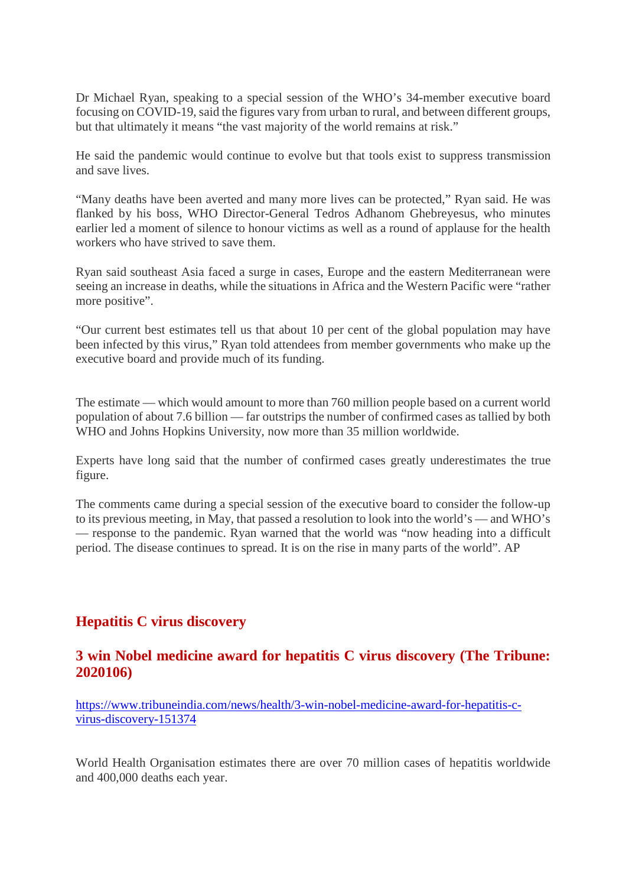Dr Michael Ryan, speaking to a special session of the WHO's 34-member executive board focusing on COVID-19, said the figures vary from urban to rural, and between different groups, but that ultimately it means "the vast majority of the world remains at risk."

He said the pandemic would continue to evolve but that tools exist to suppress transmission and save lives.

"Many deaths have been averted and many more lives can be protected," Ryan said. He was flanked by his boss, WHO Director-General Tedros Adhanom Ghebreyesus, who minutes earlier led a moment of silence to honour victims as well as a round of applause for the health workers who have strived to save them.

Ryan said southeast Asia faced a surge in cases, Europe and the eastern Mediterranean were seeing an increase in deaths, while the situations in Africa and the Western Pacific were "rather more positive".

"Our current best estimates tell us that about 10 per cent of the global population may have been infected by this virus," Ryan told attendees from member governments who make up the executive board and provide much of its funding.

The estimate — which would amount to more than 760 million people based on a current world population of about 7.6 billion — far outstrips the number of confirmed cases as tallied by both WHO and Johns Hopkins University, now more than 35 million worldwide.

Experts have long said that the number of confirmed cases greatly underestimates the true figure.

The comments came during a special session of the executive board to consider the follow-up to its previous meeting, in May, that passed a resolution to look into the world's — and WHO's — response to the pandemic. Ryan warned that the world was "now heading into a difficult period. The disease continues to spread. It is on the rise in many parts of the world". AP

## Hepatitis C virus discovery

## 3 win Nobel medicine award for hepatitis C virus discovery (The Tribune: 2020106)

https://www.tribuneindia.com/news/health/3-win-nobel-medicine-award-for-hepatitis-c-virus-discovery-151374

World Health Organisation estimates there are over 70 million cases of hepatitis worldwide and 400,000 deaths each year.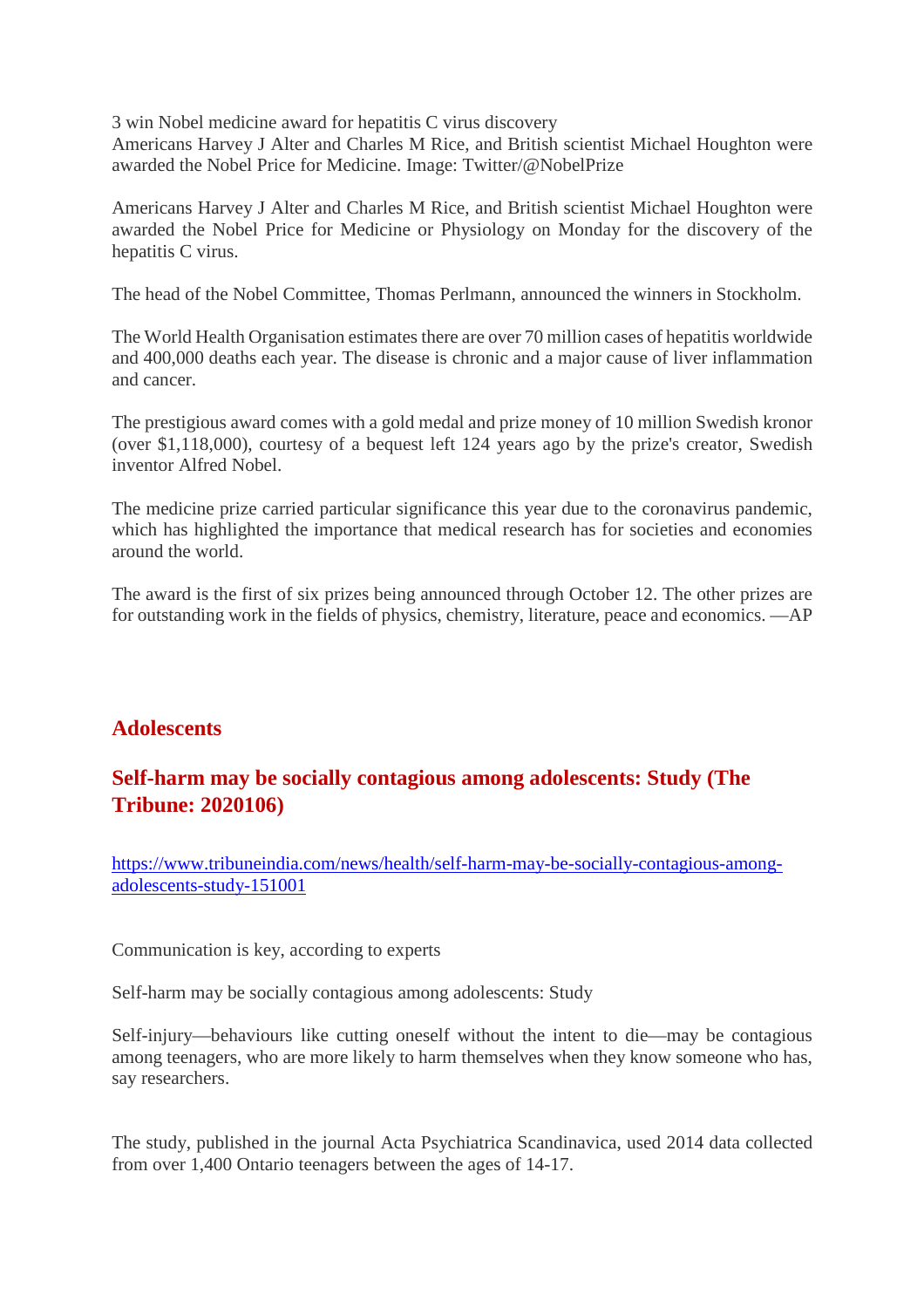3 win Nobel medicine award for hepatitis C virus discovery
Americans Harvey J Alter and Charles M Rice, and British scientist Michael Houghton were awarded the Nobel Price for Medicine. Image: Twitter/@NobelPrize

Americans Harvey J Alter and Charles M Rice, and British scientist Michael Houghton were awarded the Nobel Price for Medicine or Physiology on Monday for the discovery of the hepatitis C virus.

The head of the Nobel Committee, Thomas Perlmann, announced the winners in Stockholm.

The World Health Organisation estimates there are over 70 million cases of hepatitis worldwide and 400,000 deaths each year. The disease is chronic and a major cause of liver inflammation and cancer.

The prestigious award comes with a gold medal and prize money of 10 million Swedish kronor (over $1,118,000), courtesy of a bequest left 124 years ago by the prize's creator, Swedish inventor Alfred Nobel.

The medicine prize carried particular significance this year due to the coronavirus pandemic, which has highlighted the importance that medical research has for societies and economies around the world.

The award is the first of six prizes being announced through October 12. The other prizes are for outstanding work in the fields of physics, chemistry, literature, peace and economics. —AP

## Adolescents

### Self-harm may be socially contagious among adolescents: Study (The Tribune: 2020106)

https://www.tribuneindia.com/news/health/self-harm-may-be-socially-contagious-among-adolescents-study-151001

Communication is key, according to experts

Self-harm may be socially contagious among adolescents: Study

Self-injury—behaviours like cutting oneself without the intent to die—may be contagious among teenagers, who are more likely to harm themselves when they know someone who has, say researchers.

The study, published in the journal Acta Psychiatrica Scandinavica, used 2014 data collected from over 1,400 Ontario teenagers between the ages of 14-17.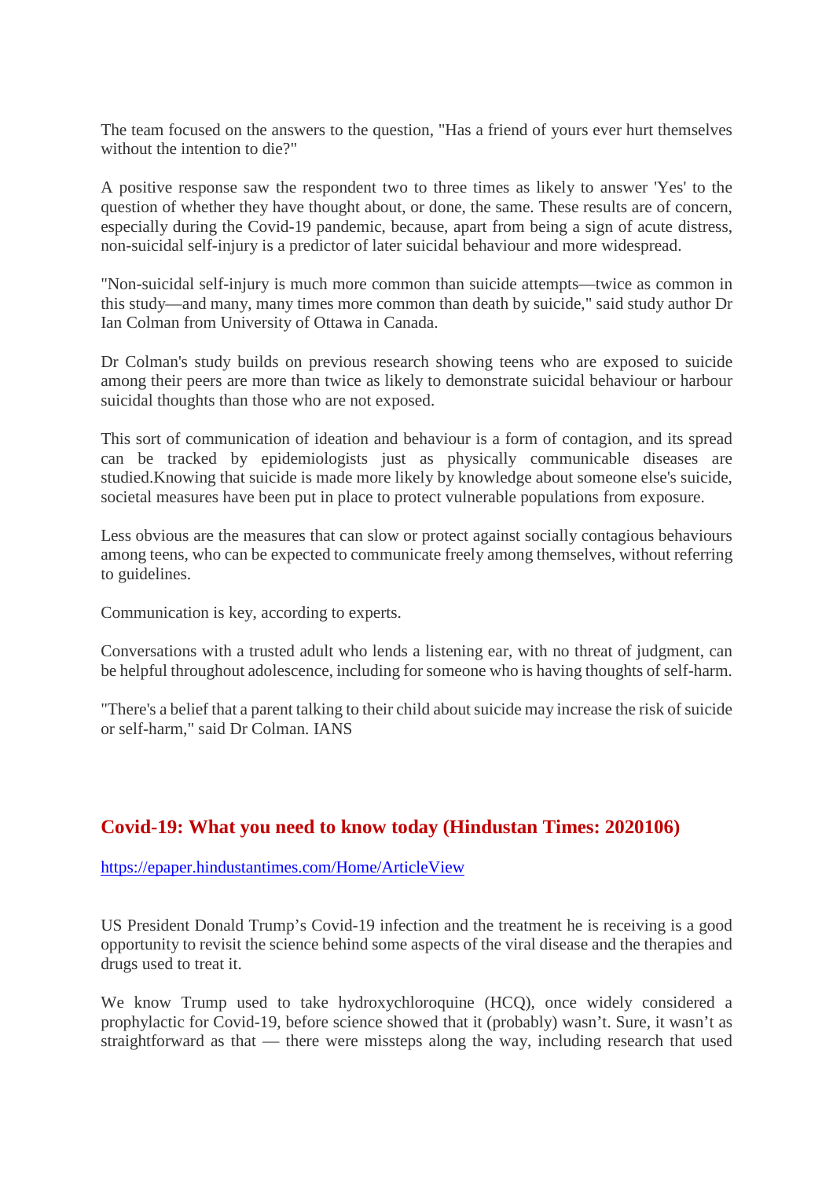The team focused on the answers to the question, "Has a friend of yours ever hurt themselves without the intention to die?"

A positive response saw the respondent two to three times as likely to answer 'Yes' to the question of whether they have thought about, or done, the same. These results are of concern, especially during the Covid-19 pandemic, because, apart from being a sign of acute distress, non-suicidal self-injury is a predictor of later suicidal behaviour and more widespread.

"Non-suicidal self-injury is much more common than suicide attempts—twice as common in this study—and many, many times more common than death by suicide," said study author Dr Ian Colman from University of Ottawa in Canada.

Dr Colman's study builds on previous research showing teens who are exposed to suicide among their peers are more than twice as likely to demonstrate suicidal behaviour or harbour suicidal thoughts than those who are not exposed.

This sort of communication of ideation and behaviour is a form of contagion, and its spread can be tracked by epidemiologists just as physically communicable diseases are studied.Knowing that suicide is made more likely by knowledge about someone else's suicide, societal measures have been put in place to protect vulnerable populations from exposure.

Less obvious are the measures that can slow or protect against socially contagious behaviours among teens, who can be expected to communicate freely among themselves, without referring to guidelines.

Communication is key, according to experts.

Conversations with a trusted adult who lends a listening ear, with no threat of judgment, can be helpful throughout adolescence, including for someone who is having thoughts of self-harm.

"There's a belief that a parent talking to their child about suicide may increase the risk of suicide or self-harm," said Dr Colman. IANS

## Covid-19: What you need to know today (Hindustan Times: 2020106)

https://epaper.hindustantimes.com/Home/ArticleView

US President Donald Trump's Covid-19 infection and the treatment he is receiving is a good opportunity to revisit the science behind some aspects of the viral disease and the therapies and drugs used to treat it.

We know Trump used to take hydroxychloroquine (HCQ), once widely considered a prophylactic for Covid-19, before science showed that it (probably) wasn't. Sure, it wasn't as straightforward as that — there were missteps along the way, including research that used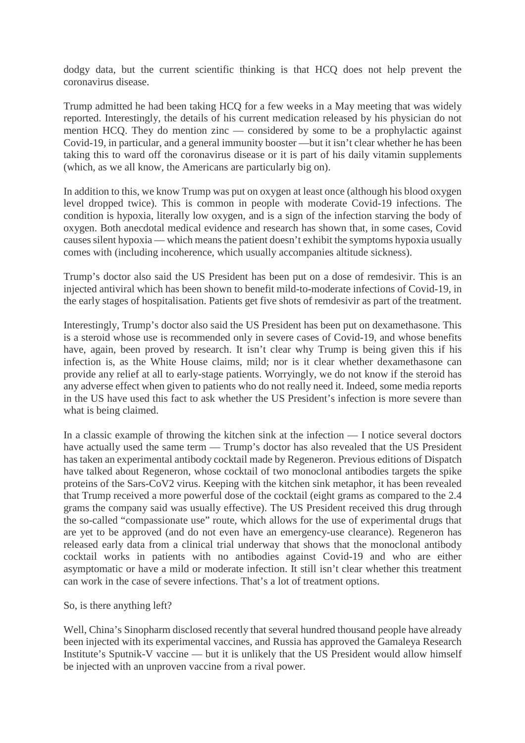dodgy data, but the current scientific thinking is that HCQ does not help prevent the coronavirus disease.

Trump admitted he had been taking HCQ for a few weeks in a May meeting that was widely reported. Interestingly, the details of his current medication released by his physician do not mention HCQ. They do mention zinc — considered by some to be a prophylactic against Covid-19, in particular, and a general immunity booster —but it isn't clear whether he has been taking this to ward off the coronavirus disease or it is part of his daily vitamin supplements (which, as we all know, the Americans are particularly big on).

In addition to this, we know Trump was put on oxygen at least once (although his blood oxygen level dropped twice). This is common in people with moderate Covid-19 infections. The condition is hypoxia, literally low oxygen, and is a sign of the infection starving the body of oxygen. Both anecdotal medical evidence and research has shown that, in some cases, Covid causes silent hypoxia — which means the patient doesn't exhibit the symptoms hypoxia usually comes with (including incoherence, which usually accompanies altitude sickness).

Trump's doctor also said the US President has been put on a dose of remdesivir. This is an injected antiviral which has been shown to benefit mild-to-moderate infections of Covid-19, in the early stages of hospitalisation. Patients get five shots of remdesivir as part of the treatment.

Interestingly, Trump's doctor also said the US President has been put on dexamethasone. This is a steroid whose use is recommended only in severe cases of Covid-19, and whose benefits have, again, been proved by research. It isn't clear why Trump is being given this if his infection is, as the White House claims, mild; nor is it clear whether dexamethasone can provide any relief at all to early-stage patients. Worryingly, we do not know if the steroid has any adverse effect when given to patients who do not really need it. Indeed, some media reports in the US have used this fact to ask whether the US President's infection is more severe than what is being claimed.

In a classic example of throwing the kitchen sink at the infection — I notice several doctors have actually used the same term — Trump's doctor has also revealed that the US President has taken an experimental antibody cocktail made by Regeneron. Previous editions of Dispatch have talked about Regeneron, whose cocktail of two monoclonal antibodies targets the spike proteins of the Sars-CoV2 virus. Keeping with the kitchen sink metaphor, it has been revealed that Trump received a more powerful dose of the cocktail (eight grams as compared to the 2.4 grams the company said was usually effective). The US President received this drug through the so-called "compassionate use" route, which allows for the use of experimental drugs that are yet to be approved (and do not even have an emergency-use clearance). Regeneron has released early data from a clinical trial underway that shows that the monoclonal antibody cocktail works in patients with no antibodies against Covid-19 and who are either asymptomatic or have a mild or moderate infection. It still isn't clear whether this treatment can work in the case of severe infections. That's a lot of treatment options.

So, is there anything left?

Well, China's Sinopharm disclosed recently that several hundred thousand people have already been injected with its experimental vaccines, and Russia has approved the Gamaleya Research Institute's Sputnik-V vaccine — but it is unlikely that the US President would allow himself be injected with an unproven vaccine from a rival power.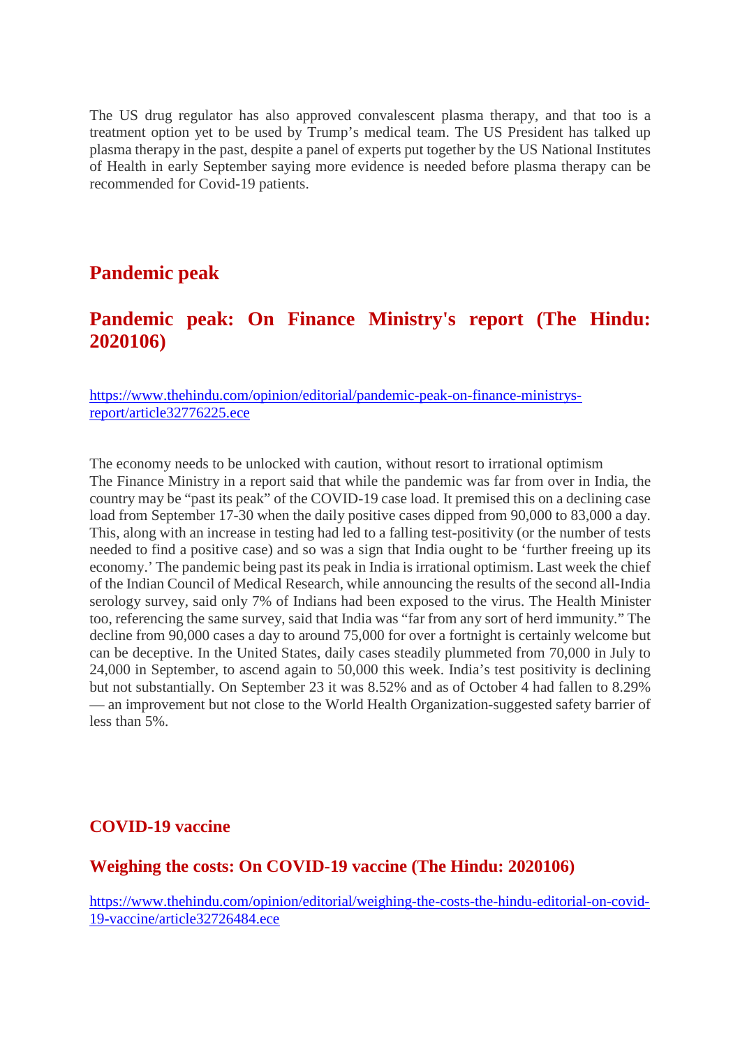The US drug regulator has also approved convalescent plasma therapy, and that too is a treatment option yet to be used by Trump's medical team. The US President has talked up plasma therapy in the past, despite a panel of experts put together by the US National Institutes of Health in early September saying more evidence is needed before plasma therapy can be recommended for Covid-19 patients.

## Pandemic peak

## Pandemic peak: On Finance Ministry's report (The Hindu: 2020106)

[https://www.thehindu.com/opinion/editorial/pandemic-peak-on-finance-ministrys-report/article32776225.ece](https://www.thehindu.com/opinion/editorial/pandemic-peak-on-finance-ministrys-report/article32776225.ece)

The economy needs to be unlocked with caution, without resort to irrational optimism
The Finance Ministry in a report said that while the pandemic was far from over in India, the country may be "past its peak" of the COVID-19 case load. It premised this on a declining case load from September 17-30 when the daily positive cases dipped from 90,000 to 83,000 a day. This, along with an increase in testing had led to a falling test-positivity (or the number of tests needed to find a positive case) and so was a sign that India ought to be 'further freeing up its economy.' The pandemic being past its peak in India is irrational optimism. Last week the chief of the Indian Council of Medical Research, while announcing the results of the second all-India serology survey, said only 7% of Indians had been exposed to the virus. The Health Minister too, referencing the same survey, said that India was "far from any sort of herd immunity." The decline from 90,000 cases a day to around 75,000 for over a fortnight is certainly welcome but can be deceptive. In the United States, daily cases steadily plummeted from 70,000 in July to 24,000 in September, to ascend again to 50,000 this week. India's test positivity is declining but not substantially. On September 23 it was 8.52% and as of October 4 had fallen to 8.29% — an improvement but not close to the World Health Organization-suggested safety barrier of less than 5%.

### COVID-19 vaccine

### Weighing the costs: On COVID-19 vaccine (The Hindu: 2020106)

[https://www.thehindu.com/opinion/editorial/weighing-the-costs-the-hindu-editorial-on-covid-19-vaccine/article32726484.ece](https://www.thehindu.com/opinion/editorial/weighing-the-costs-the-hindu-editorial-on-covid-19-vaccine/article32726484.ece)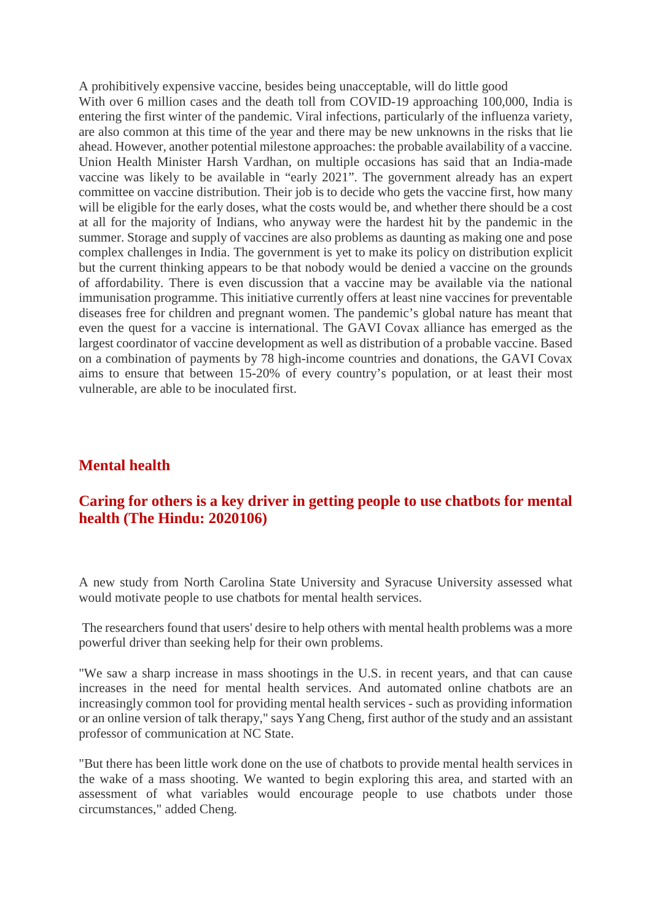A prohibitively expensive vaccine, besides being unacceptable, will do little good

With over 6 million cases and the death toll from COVID-19 approaching 100,000, India is entering the first winter of the pandemic. Viral infections, particularly of the influenza variety, are also common at this time of the year and there may be new unknowns in the risks that lie ahead. However, another potential milestone approaches: the probable availability of a vaccine. Union Health Minister Harsh Vardhan, on multiple occasions has said that an India-made vaccine was likely to be available in “early 2021”. The government already has an expert committee on vaccine distribution. Their job is to decide who gets the vaccine first, how many will be eligible for the early doses, what the costs would be, and whether there should be a cost at all for the majority of Indians, who anyway were the hardest hit by the pandemic in the summer. Storage and supply of vaccines are also problems as daunting as making one and pose complex challenges in India. The government is yet to make its policy on distribution explicit but the current thinking appears to be that nobody would be denied a vaccine on the grounds of affordability. There is even discussion that a vaccine may be available via the national immunisation programme. This initiative currently offers at least nine vaccines for preventable diseases free for children and pregnant women. The pandemic’s global nature has meant that even the quest for a vaccine is international. The GAVI Covax alliance has emerged as the largest coordinator of vaccine development as well as distribution of a probable vaccine. Based on a combination of payments by 78 high-income countries and donations, the GAVI Covax aims to ensure that between 15-20% of every country’s population, or at least their most vulnerable, are able to be inoculated first.

## Mental health

### Caring for others is a key driver in getting people to use chatbots for mental health (The Hindu: 2020106)

A new study from North Carolina State University and Syracuse University assessed what would motivate people to use chatbots for mental health services.

The researchers found that users' desire to help others with mental health problems was a more powerful driver than seeking help for their own problems.

"We saw a sharp increase in mass shootings in the U.S. in recent years, and that can cause increases in the need for mental health services. And automated online chatbots are an increasingly common tool for providing mental health services - such as providing information or an online version of talk therapy," says Yang Cheng, first author of the study and an assistant professor of communication at NC State.

"But there has been little work done on the use of chatbots to provide mental health services in the wake of a mass shooting. We wanted to begin exploring this area, and started with an assessment of what variables would encourage people to use chatbots under those circumstances," added Cheng.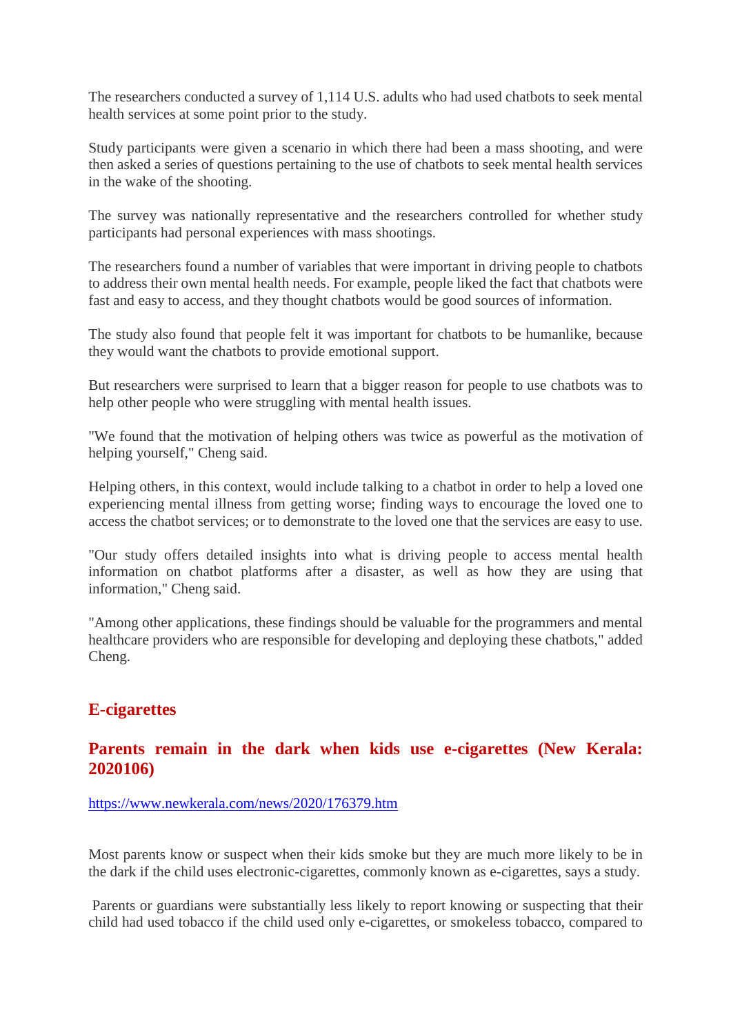The researchers conducted a survey of 1,114 U.S. adults who had used chatbots to seek mental health services at some point prior to the study.

Study participants were given a scenario in which there had been a mass shooting, and were then asked a series of questions pertaining to the use of chatbots to seek mental health services in the wake of the shooting.

The survey was nationally representative and the researchers controlled for whether study participants had personal experiences with mass shootings.

The researchers found a number of variables that were important in driving people to chatbots to address their own mental health needs. For example, people liked the fact that chatbots were fast and easy to access, and they thought chatbots would be good sources of information.

The study also found that people felt it was important for chatbots to be humanlike, because they would want the chatbots to provide emotional support.

But researchers were surprised to learn that a bigger reason for people to use chatbots was to help other people who were struggling with mental health issues.

"We found that the motivation of helping others was twice as powerful as the motivation of helping yourself," Cheng said.

Helping others, in this context, would include talking to a chatbot in order to help a loved one experiencing mental illness from getting worse; finding ways to encourage the loved one to access the chatbot services; or to demonstrate to the loved one that the services are easy to use.

"Our study offers detailed insights into what is driving people to access mental health information on chatbot platforms after a disaster, as well as how they are using that information," Cheng said.

"Among other applications, these findings should be valuable for the programmers and mental healthcare providers who are responsible for developing and deploying these chatbots," added Cheng.

## E-cigarettes

### Parents remain in the dark when kids use e-cigarettes (New Kerala: 2020106)

https://www.newkerala.com/news/2020/176379.htm

Most parents know or suspect when their kids smoke but they are much more likely to be in the dark if the child uses electronic-cigarettes, commonly known as e-cigarettes, says a study.

Parents or guardians were substantially less likely to report knowing or suspecting that their child had used tobacco if the child used only e-cigarettes, or smokeless tobacco, compared to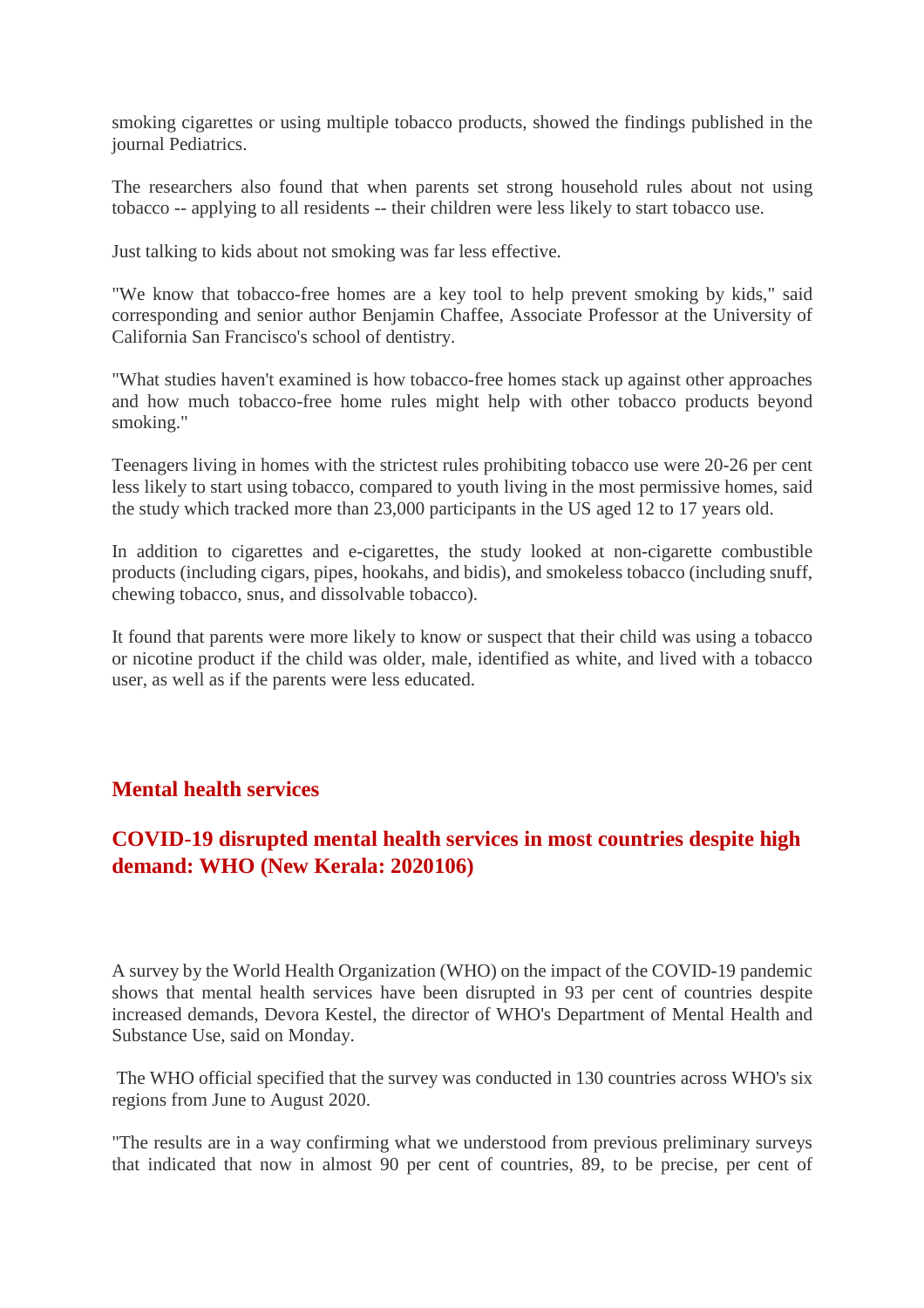smoking cigarettes or using multiple tobacco products, showed the findings published in the journal Pediatrics.

The researchers also found that when parents set strong household rules about not using tobacco -- applying to all residents -- their children were less likely to start tobacco use.

Just talking to kids about not smoking was far less effective.

"We know that tobacco-free homes are a key tool to help prevent smoking by kids," said corresponding and senior author Benjamin Chaffee, Associate Professor at the University of California San Francisco's school of dentistry.

"What studies haven't examined is how tobacco-free homes stack up against other approaches and how much tobacco-free home rules might help with other tobacco products beyond smoking."

Teenagers living in homes with the strictest rules prohibiting tobacco use were 20-26 per cent less likely to start using tobacco, compared to youth living in the most permissive homes, said the study which tracked more than 23,000 participants in the US aged 12 to 17 years old.

In addition to cigarettes and e-cigarettes, the study looked at non-cigarette combustible products (including cigars, pipes, hookahs, and bidis), and smokeless tobacco (including snuff, chewing tobacco, snus, and dissolvable tobacco).

It found that parents were more likely to know or suspect that their child was using a tobacco or nicotine product if the child was older, male, identified as white, and lived with a tobacco user, as well as if the parents were less educated.

## Mental health services

## COVID-19 disrupted mental health services in most countries despite high demand: WHO (New Kerala: 2020106)

A survey by the World Health Organization (WHO) on the impact of the COVID-19 pandemic shows that mental health services have been disrupted in 93 per cent of countries despite increased demands, Devora Kestel, the director of WHO's Department of Mental Health and Substance Use, said on Monday.

The WHO official specified that the survey was conducted in 130 countries across WHO's six regions from June to August 2020.

"The results are in a way confirming what we understood from previous preliminary surveys that indicated that now in almost 90 per cent of countries, 89, to be precise, per cent of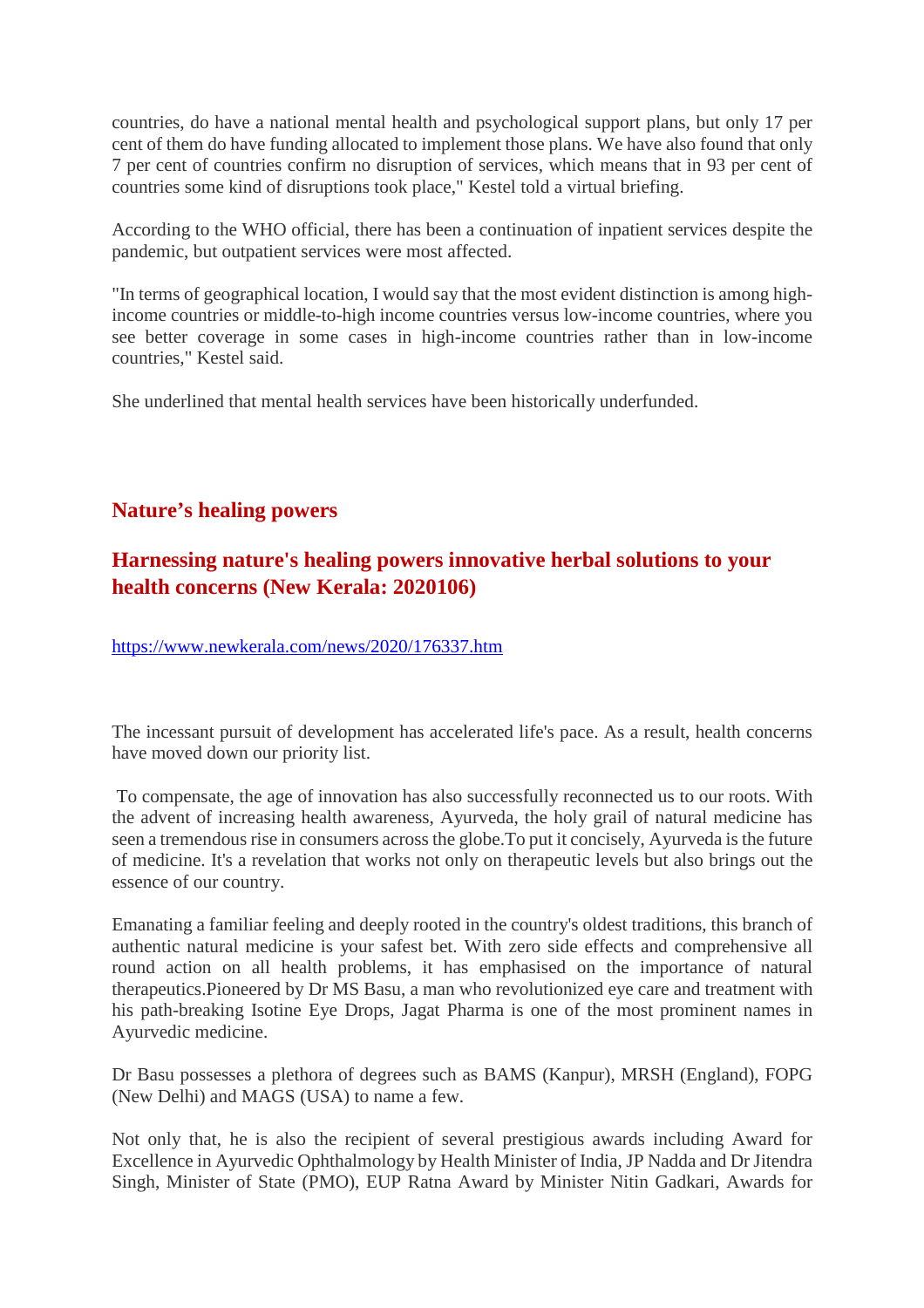countries, do have a national mental health and psychological support plans, but only 17 per cent of them do have funding allocated to implement those plans. We have also found that only 7 per cent of countries confirm no disruption of services, which means that in 93 per cent of countries some kind of disruptions took place," Kestel told a virtual briefing.

According to the WHO official, there has been a continuation of inpatient services despite the pandemic, but outpatient services were most affected.

"In terms of geographical location, I would say that the most evident distinction is among high-income countries or middle-to-high income countries versus low-income countries, where you see better coverage in some cases in high-income countries rather than in low-income countries," Kestel said.

She underlined that mental health services have been historically underfunded.

## Nature's healing powers

## Harnessing nature's healing powers innovative herbal solutions to your health concerns (New Kerala: 2020106)

https://www.newkerala.com/news/2020/176337.htm

The incessant pursuit of development has accelerated life's pace. As a result, health concerns have moved down our priority list.

To compensate, the age of innovation has also successfully reconnected us to our roots. With the advent of increasing health awareness, Ayurveda, the holy grail of natural medicine has seen a tremendous rise in consumers across the globe.To put it concisely, Ayurveda is the future of medicine. It's a revelation that works not only on therapeutic levels but also brings out the essence of our country.

Emanating a familiar feeling and deeply rooted in the country's oldest traditions, this branch of authentic natural medicine is your safest bet. With zero side effects and comprehensive all round action on all health problems, it has emphasised on the importance of natural therapeutics.Pioneered by Dr MS Basu, a man who revolutionized eye care and treatment with his path-breaking Isotine Eye Drops, Jagat Pharma is one of the most prominent names in Ayurvedic medicine.

Dr Basu possesses a plethora of degrees such as BAMS (Kanpur), MRSH (England), FOPG (New Delhi) and MAGS (USA) to name a few.

Not only that, he is also the recipient of several prestigious awards including Award for Excellence in Ayurvedic Ophthalmology by Health Minister of India, JP Nadda and Dr Jitendra Singh, Minister of State (PMO), EUP Ratna Award by Minister Nitin Gadkari, Awards for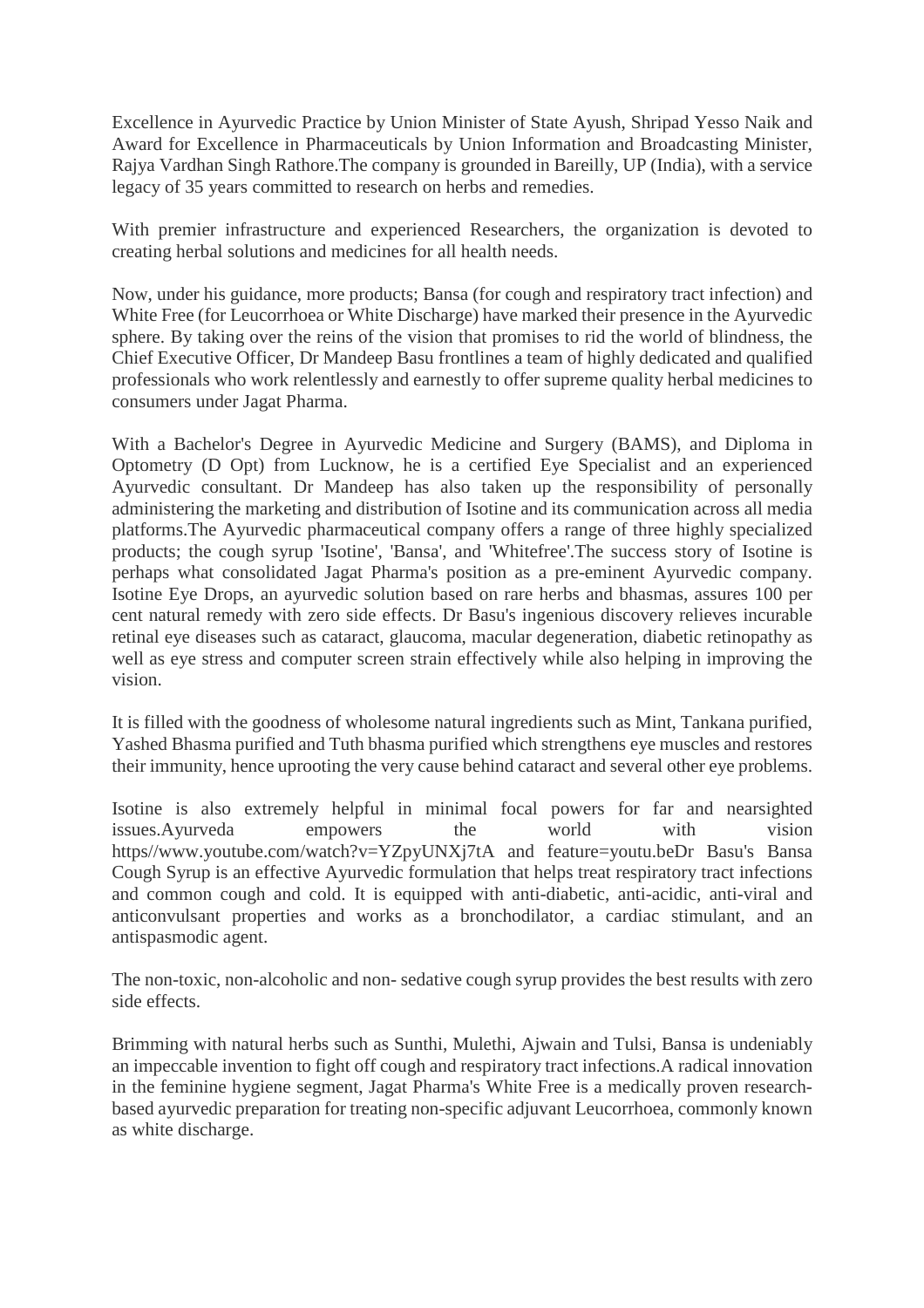Excellence in Ayurvedic Practice by Union Minister of State Ayush, Shripad Yesso Naik and Award for Excellence in Pharmaceuticals by Union Information and Broadcasting Minister, Rajya Vardhan Singh Rathore.The company is grounded in Bareilly, UP (India), with a service legacy of 35 years committed to research on herbs and remedies.

With premier infrastructure and experienced Researchers, the organization is devoted to creating herbal solutions and medicines for all health needs.

Now, under his guidance, more products; Bansa (for cough and respiratory tract infection) and White Free (for Leucorrhoea or White Discharge) have marked their presence in the Ayurvedic sphere. By taking over the reins of the vision that promises to rid the world of blindness, the Chief Executive Officer, Dr Mandeep Basu frontlines a team of highly dedicated and qualified professionals who work relentlessly and earnestly to offer supreme quality herbal medicines to consumers under Jagat Pharma.

With a Bachelor's Degree in Ayurvedic Medicine and Surgery (BAMS), and Diploma in Optometry (D Opt) from Lucknow, he is a certified Eye Specialist and an experienced Ayurvedic consultant. Dr Mandeep has also taken up the responsibility of personally administering the marketing and distribution of Isotine and its communication across all media platforms.The Ayurvedic pharmaceutical company offers a range of three highly specialized products; the cough syrup 'Isotine', 'Bansa', and 'Whitefree'.The success story of Isotine is perhaps what consolidated Jagat Pharma's position as a pre-eminent Ayurvedic company. Isotine Eye Drops, an ayurvedic solution based on rare herbs and bhasmas, assures 100 per cent natural remedy with zero side effects. Dr Basu's ingenious discovery relieves incurable retinal eye diseases such as cataract, glaucoma, macular degeneration, diabetic retinopathy as well as eye stress and computer screen strain effectively while also helping in improving the vision.

It is filled with the goodness of wholesome natural ingredients such as Mint, Tankana purified, Yashed Bhasma purified and Tuth bhasma purified which strengthens eye muscles and restores their immunity, hence uprooting the very cause behind cataract and several other eye problems.

Isotine is also extremely helpful in minimal focal powers for far and nearsighted issues.Ayurveda empowers the world with vision https//www.youtube.com/watch?v=YZpyUNXj7tA and feature=youtu.beDr Basu's Bansa Cough Syrup is an effective Ayurvedic formulation that helps treat respiratory tract infections and common cough and cold. It is equipped with anti-diabetic, anti-acidic, anti-viral and anticonvulsant properties and works as a bronchodilator, a cardiac stimulant, and an antispasmodic agent.

The non-toxic, non-alcoholic and non- sedative cough syrup provides the best results with zero side effects.

Brimming with natural herbs such as Sunthi, Mulethi, Ajwain and Tulsi, Bansa is undeniably an impeccable invention to fight off cough and respiratory tract infections.A radical innovation in the feminine hygiene segment, Jagat Pharma's White Free is a medically proven research-based ayurvedic preparation for treating non-specific adjuvant Leucorrhoea, commonly known as white discharge.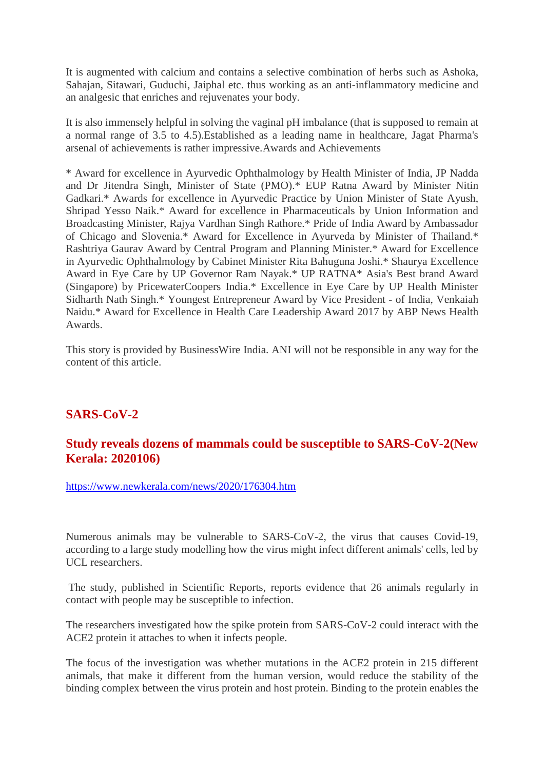It is augmented with calcium and contains a selective combination of herbs such as Ashoka, Sahajan, Sitawari, Guduchi, Jaiphal etc. thus working as an anti-inflammatory medicine and an analgesic that enriches and rejuvenates your body.

It is also immensely helpful in solving the vaginal pH imbalance (that is supposed to remain at a normal range of 3.5 to 4.5).Established as a leading name in healthcare, Jagat Pharma's arsenal of achievements is rather impressive.Awards and Achievements

* Award for excellence in Ayurvedic Ophthalmology by Health Minister of India, JP Nadda and Dr Jitendra Singh, Minister of State (PMO).* EUP Ratna Award by Minister Nitin Gadkari.* Awards for excellence in Ayurvedic Practice by Union Minister of State Ayush, Shripad Yesso Naik.* Award for excellence in Pharmaceuticals by Union Information and Broadcasting Minister, Rajya Vardhan Singh Rathore.* Pride of India Award by Ambassador of Chicago and Slovenia.* Award for Excellence in Ayurveda by Minister of Thailand.* Rashtriya Gaurav Award by Central Program and Planning Minister.* Award for Excellence in Ayurvedic Ophthalmology by Cabinet Minister Rita Bahuguna Joshi.* Shaurya Excellence Award in Eye Care by UP Governor Ram Nayak.* UP RATNA* Asia's Best brand Award (Singapore) by PricewaterCoopers India.* Excellence in Eye Care by UP Health Minister Sidharth Nath Singh.* Youngest Entrepreneur Award by Vice President - of India, Venkaiah Naidu.* Award for Excellence in Health Care Leadership Award 2017 by ABP News Health Awards.

This story is provided by BusinessWire India. ANI will not be responsible in any way for the content of this article.

## SARS-CoV-2

### Study reveals dozens of mammals could be susceptible to SARS-CoV-2(New Kerala: 2020106)

https://www.newkerala.com/news/2020/176304.htm

Numerous animals may be vulnerable to SARS-CoV-2, the virus that causes Covid-19, according to a large study modelling how the virus might infect different animals' cells, led by UCL researchers.

The study, published in Scientific Reports, reports evidence that 26 animals regularly in contact with people may be susceptible to infection.

The researchers investigated how the spike protein from SARS-CoV-2 could interact with the ACE2 protein it attaches to when it infects people.

The focus of the investigation was whether mutations in the ACE2 protein in 215 different animals, that make it different from the human version, would reduce the stability of the binding complex between the virus protein and host protein. Binding to the protein enables the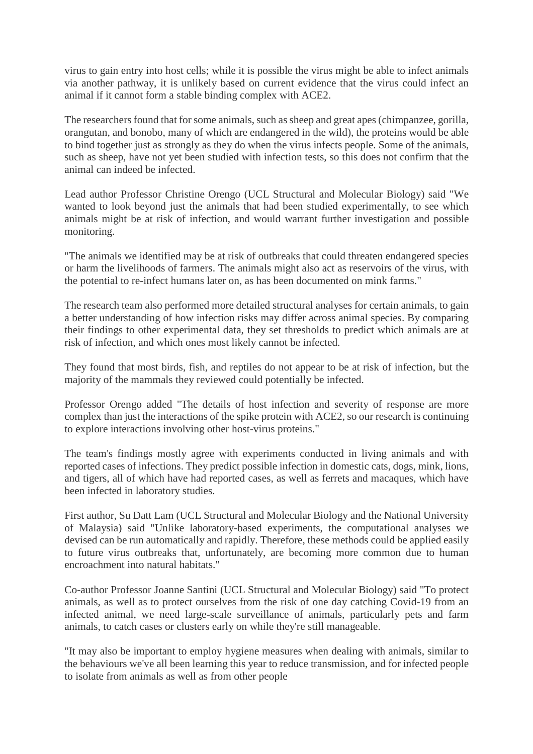virus to gain entry into host cells; while it is possible the virus might be able to infect animals via another pathway, it is unlikely based on current evidence that the virus could infect an animal if it cannot form a stable binding complex with ACE2.

The researchers found that for some animals, such as sheep and great apes (chimpanzee, gorilla, orangutan, and bonobo, many of which are endangered in the wild), the proteins would be able to bind together just as strongly as they do when the virus infects people. Some of the animals, such as sheep, have not yet been studied with infection tests, so this does not confirm that the animal can indeed be infected.

Lead author Professor Christine Orengo (UCL Structural and Molecular Biology) said "We wanted to look beyond just the animals that had been studied experimentally, to see which animals might be at risk of infection, and would warrant further investigation and possible monitoring.

"The animals we identified may be at risk of outbreaks that could threaten endangered species or harm the livelihoods of farmers. The animals might also act as reservoirs of the virus, with the potential to re-infect humans later on, as has been documented on mink farms."

The research team also performed more detailed structural analyses for certain animals, to gain a better understanding of how infection risks may differ across animal species. By comparing their findings to other experimental data, they set thresholds to predict which animals are at risk of infection, and which ones most likely cannot be infected.

They found that most birds, fish, and reptiles do not appear to be at risk of infection, but the majority of the mammals they reviewed could potentially be infected.

Professor Orengo added "The details of host infection and severity of response are more complex than just the interactions of the spike protein with ACE2, so our research is continuing to explore interactions involving other host-virus proteins."

The team's findings mostly agree with experiments conducted in living animals and with reported cases of infections. They predict possible infection in domestic cats, dogs, mink, lions, and tigers, all of which have had reported cases, as well as ferrets and macaques, which have been infected in laboratory studies.

First author, Su Datt Lam (UCL Structural and Molecular Biology and the National University of Malaysia) said "Unlike laboratory-based experiments, the computational analyses we devised can be run automatically and rapidly. Therefore, these methods could be applied easily to future virus outbreaks that, unfortunately, are becoming more common due to human encroachment into natural habitats."

Co-author Professor Joanne Santini (UCL Structural and Molecular Biology) said "To protect animals, as well as to protect ourselves from the risk of one day catching Covid-19 from an infected animal, we need large-scale surveillance of animals, particularly pets and farm animals, to catch cases or clusters early on while they're still manageable.

"It may also be important to employ hygiene measures when dealing with animals, similar to the behaviours we've all been learning this year to reduce transmission, and for infected people to isolate from animals as well as from other people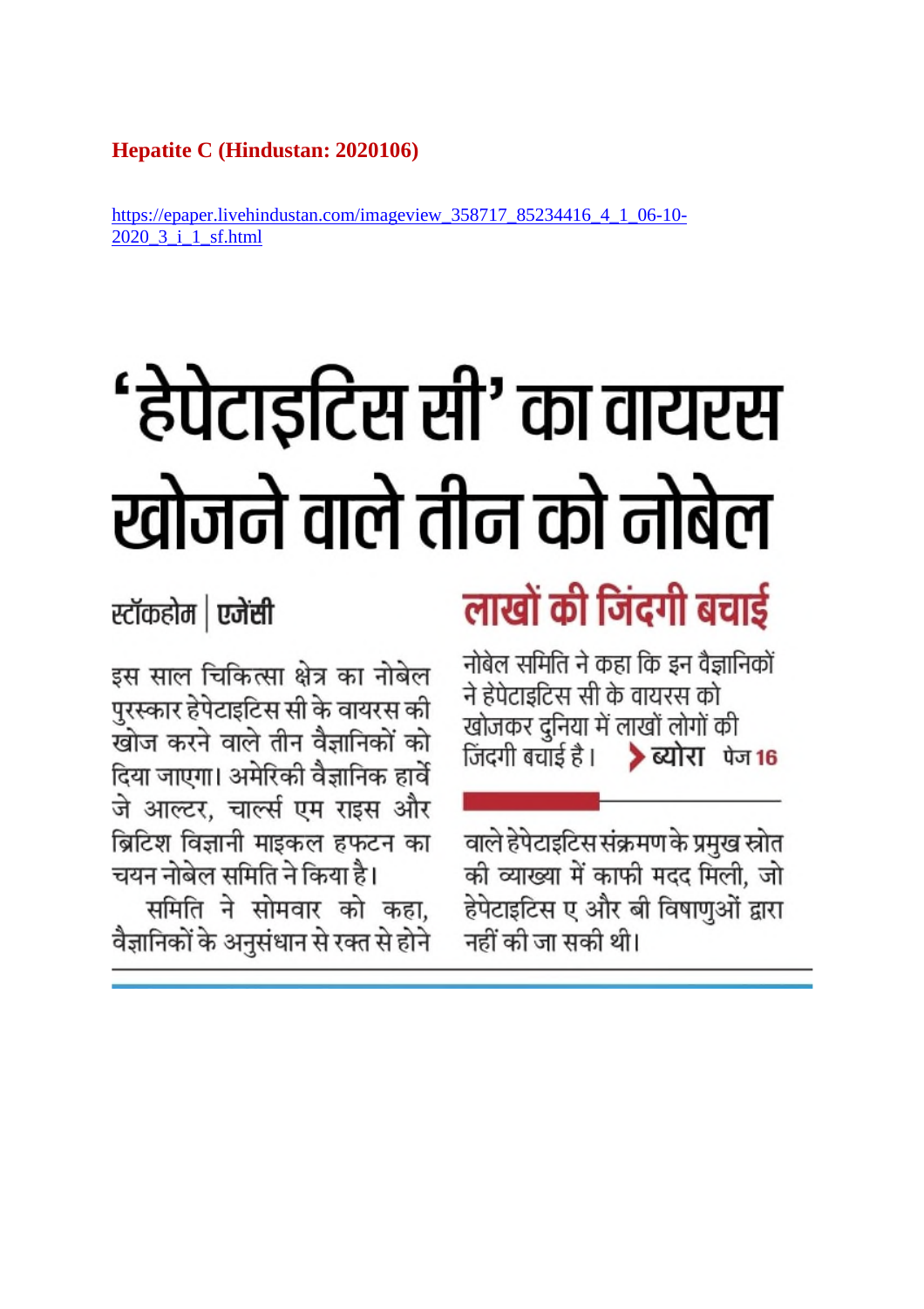**Hepatite C (Hindustan: 2020106)**

https://epaper.livehindustan.com/imageview_358717_85234416_4_1_06-10-2020_3_i_1_sf.html

# 'हेपेटाइटिस सी' का वायरस खोजने वाले तीन को नोबेल

स्टॉकहोम | एजेंसी

इस साल चिकित्सा क्षेत्र का नोबेल पुरस्कार हेपेटाइटिस सी के वायरस की खोज करने वाले तीन वैज्ञानिकों को दिया जाएगा। अमेरिकी वैज्ञानिक हार्वे जे आल्टर, चार्ल्स एम राइस और ब्रिटिश विज्ञानी माइकल हफटन का चयन नोबेल समिति ने किया है।

समिति ने सोमवार को कहा, वैज्ञानिकों के अनुसंधान से रक्त से होने वाले हेपेटाइटिस संक्रमण के प्रमुख स्रोत की व्याख्या में काफी मदद मिली, जो हेपेटाइटिस ए और बी विषाणुओं द्वारा नहीं की जा सकी थी।

## लाखों की जिंदगी बचाई

नोबेल समिति ने कहा कि इन वैज्ञानिकों ने हेपेटाइटिस सी के वायरस को खोजकर दुनिया में लाखों लोगों की जिंदगी बचाई है। **ब्योरा** पेज 16